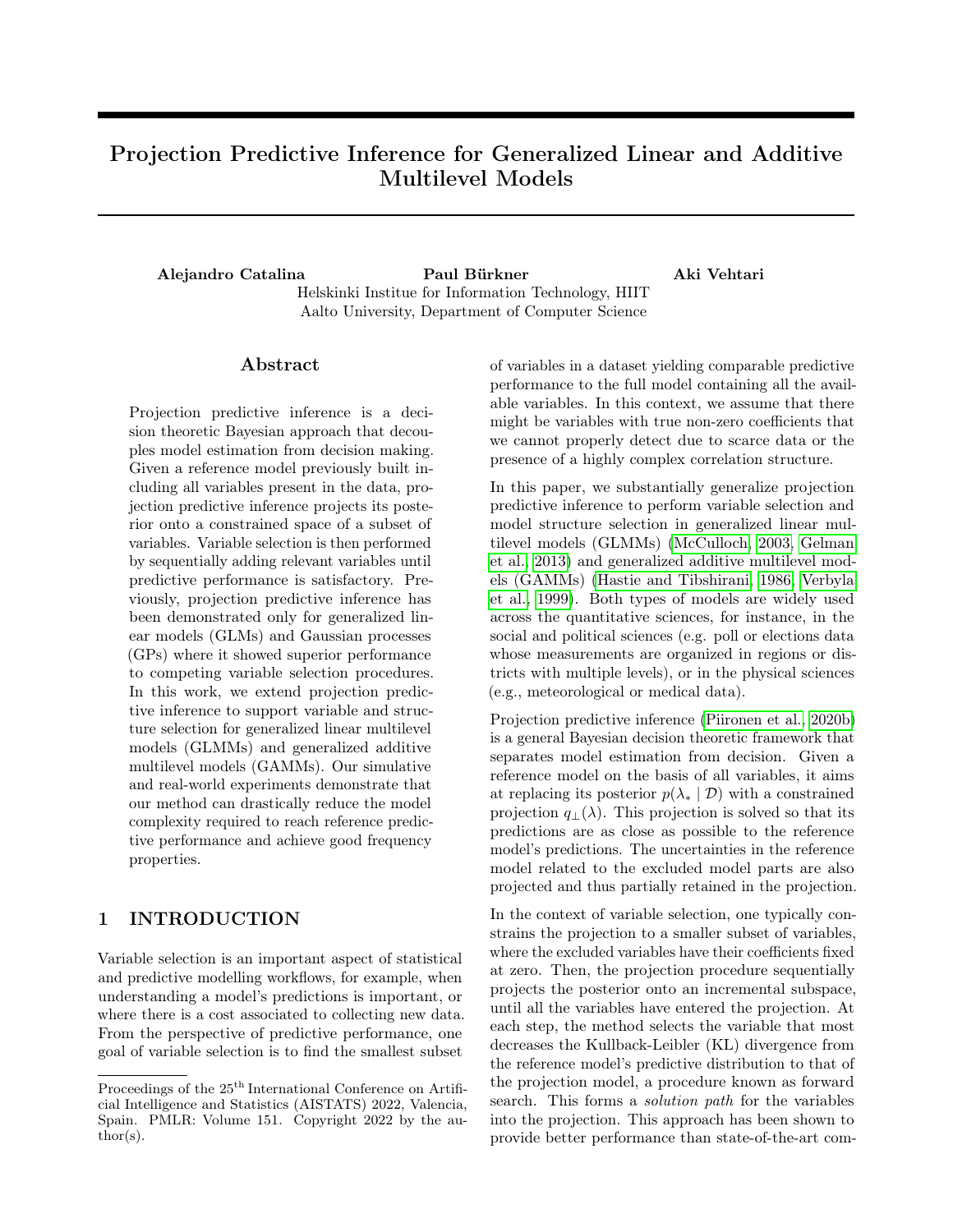# Projection Predictive Inference for Generalized Linear and Additive Multilevel Models

**Alejandro Catalina** **Paul Bürkner** **Aki Vehtari**

Helskinki Institue for Information Technology, HIIT
Aalto University, Department of Computer Science

## Abstract

Projection predictive inference is a decision theoretic Bayesian approach that decouples model estimation from decision making. Given a reference model previously built including all variables present in the data, projection predictive inference projects its posterior onto a constrained space of a subset of variables. Variable selection is then performed by sequentially adding relevant variables until predictive performance is satisfactory. Previously, projection predictive inference has been demonstrated only for generalized linear models (GLMs) and Gaussian processes (GPs) where it showed superior performance to competing variable selection procedures. In this work, we extend projection predictive inference to support variable and structure selection for generalized linear multilevel models (GLMMs) and generalized additive multilevel models (GAMMs). Our simulative and real-world experiments demonstrate that our method can drastically reduce the model complexity required to reach reference predictive performance and achieve good frequency properties.

## 1 INTRODUCTION

Variable selection is an important aspect of statistical and predictive modelling workflows, for example, when understanding a model's predictions is important, or where there is a cost associated to collecting new data. From the perspective of predictive performance, one goal of variable selection is to find the smallest subset of variables in a dataset yielding comparable predictive performance to the full model containing all the available variables. In this context, we assume that there might be variables with true non-zero coefficients that we cannot properly detect due to scarce data or the presence of a highly complex correlation structure.

In this paper, we substantially generalize projection predictive inference to perform variable selection and model structure selection in generalized linear multilevel models (GLMMs) (McCulloch, 2003, Gelman et al., 2013) and generalized additive multilevel models (GAMMs) (Hastie and Tibshirani, 1986, Verbyla et al., 1999). Both types of models are widely used across the quantitative sciences, for instance, in the social and political sciences (e.g. poll or elections data whose measurements are organized in regions or districts with multiple levels), or in the physical sciences (e.g., meteorological or medical data).

Projection predictive inference (Piironen et al., 2020b) is a general Bayesian decision theoretic framework that separates model estimation from decision. Given a reference model on the basis of all variables, it aims at replacing its posterior $p(\lambda_* \mid \mathcal{D})$ with a constrained projection $q_\perp(\lambda)$. This projection is solved so that its predictions are as close as possible to the reference model's predictions. The uncertainties in the reference model related to the excluded model parts are also projected and thus partially retained in the projection.

In the context of variable selection, one typically constrains the projection to a smaller subset of variables, where the excluded variables have their coefficients fixed at zero. Then, the projection procedure sequentially projects the posterior onto an incremental subspace, until all the variables have entered the projection. At each step, the method selects the variable that most decreases the Kullback-Leibler (KL) divergence from the reference model's predictive distribution to that of the projection model, a procedure known as forward search. This forms a *solution path* for the variables into the projection. This approach has been shown to provide better performance than state-of-the-art com-

Proceedings of the 25[th] International Conference on Artificial Intelligence and Statistics (AISTATS) 2022, Valencia, Spain. PMLR: Volume 151. Copyright 2022 by the author(s).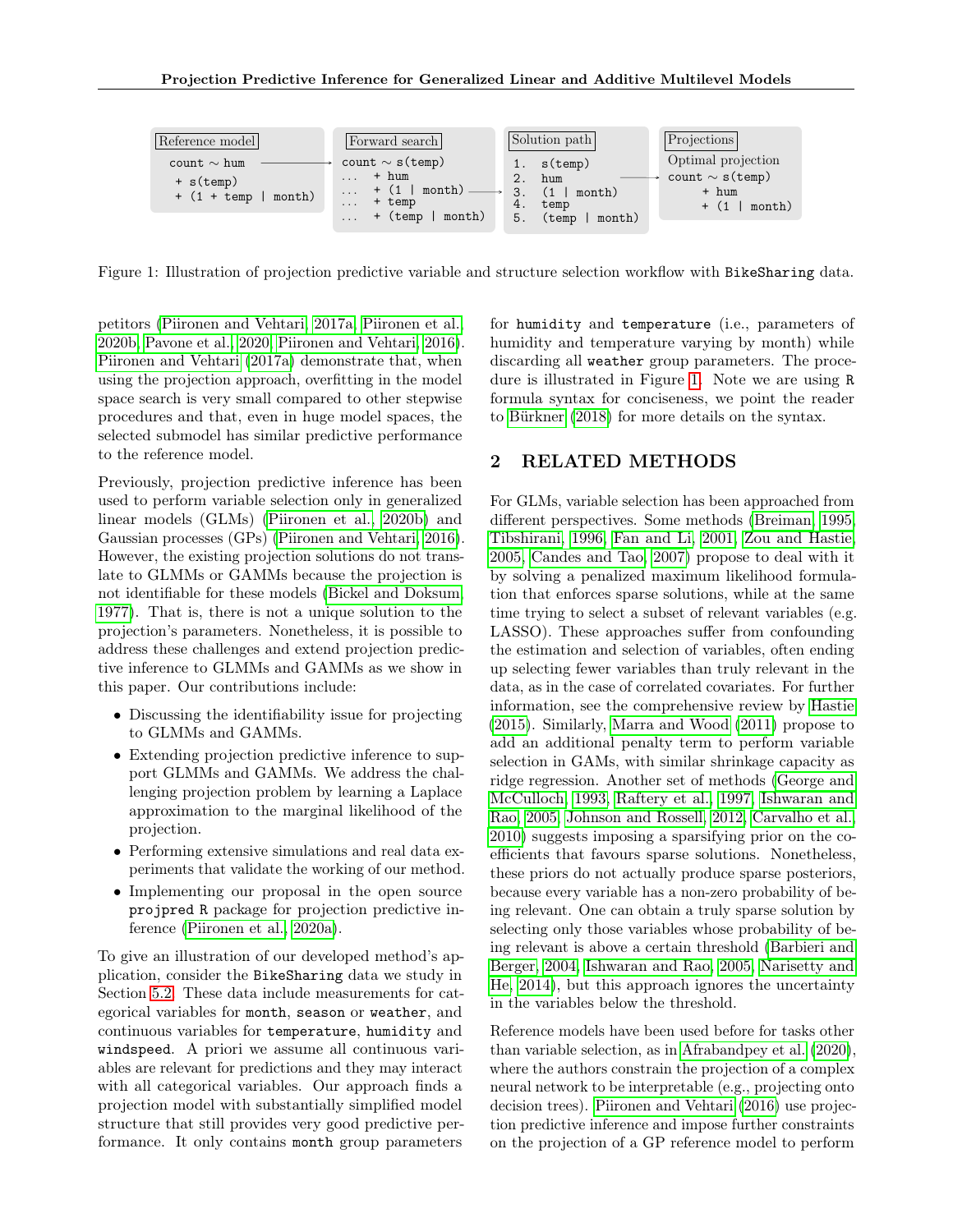Reference model

```
count ~ hum
  + s(temp)
  + (1 + temp | month)
```

Forward search

```
count ~ s(temp)
...  + hum
...  + (1 | month)
...  + temp
...  + (temp | month)
```

Solution path

```
1.  s(temp)
2.  hum
3.  (1 | month)
4.  temp
5.  (temp | month)
```

Projections

Optimal projection

```
count ~ s(temp)
     + hum
     + (1 | month)
```

Figure 1: Illustration of projection predictive variable and structure selection workflow with BikeSharing data.

petitors (Piironen and Vehtari, 2017a; Piironen et al., 2020b; Pavone et al., 2020; Piironen and Vehtari, 2016). Piironen and Vehtari (2017a) demonstrate that, when using the projection approach, overfitting in the model space search is very small compared to other stepwise procedures and that, even in huge model spaces, the selected submodel has similar predictive performance to the reference model.

Previously, projection predictive inference has been used to perform variable selection only in generalized linear models (GLMs) (Piironen et al., 2020b) and Gaussian processes (GPs) (Piironen and Vehtari, 2016). However, the existing projection solutions do not translate to GLMMs or GAMMs because the projection is not identifiable for these models (Bickel and Doksum, 1977). That is, there is not a unique solution to the projection's parameters. Nonetheless, it is possible to address these challenges and extend projection predictive inference to GLMMs and GAMMs as we show in this paper. Our contributions include:

- Discussing the identifiability issue for projecting to GLMMs and GAMMs.
- Extending projection predictive inference to support GLMMs and GAMMs. We address the challenging projection problem by learning a Laplace approximation to the marginal likelihood of the projection.
- Performing extensive simulations and real data experiments that validate the working of our method.
- Implementing our proposal in the open source projpred R package for projection predictive inference (Piironen et al., 2020a).

To give an illustration of our developed method's application, consider the BikeSharing data we study in Section 5.2. These data include measurements for categorical variables for month, season or weather, and continuous variables for temperature, humidity and windspeed. A priori we assume all continuous variables are relevant for predictions and they may interact with all categorical variables. Our approach finds a projection model with substantially simplified model structure that still provides very good predictive performance. It only contains month group parameters for humidity and temperature (i.e., parameters of humidity and temperature varying by month) while discarding all weather group parameters. The procedure is illustrated in Figure 1. Note we are using R formula syntax for conciseness, we point the reader to Bürkner (2018) for more details on the syntax.

## 2 RELATED METHODS

For GLMs, variable selection has been approached from different perspectives. Some methods (Breiman, 1995; Tibshirani, 1996; Fan and Li, 2001; Zou and Hastie, 2005; Candes and Tao, 2007) propose to deal with it by solving a penalized maximum likelihood formulation that enforces sparse solutions, while at the same time trying to select a subset of relevant variables (e.g. LASSO). These approaches suffer from confounding the estimation and selection of variables, often ending up selecting fewer variables than truly relevant in the data, as in the case of correlated covariates. For further information, see the comprehensive review by Hastie (2015). Similarly, Marra and Wood (2011) propose to add an additional penalty term to perform variable selection in GAMs, with similar shrinkage capacity as ridge regression. Another set of methods (George and McCulloch, 1993; Raftery et al., 1997; Ishwaran and Rao, 2005; Johnson and Rossell, 2012; Carvalho et al., 2010) suggests imposing a sparsifying prior on the coefficients that favours sparse solutions. Nonetheless, these priors do not actually produce sparse posteriors, because every variable has a non-zero probability of being relevant. One can obtain a truly sparse solution by selecting only those variables whose probability of being relevant is above a certain threshold (Barbieri and Berger, 2004; Ishwaran and Rao, 2005; Narisetty and He, 2014), but this approach ignores the uncertainty in the variables below the threshold.

Reference models have been used before for tasks other than variable selection, as in Afrabandpey et al. (2020), where the authors constrain the projection of a complex neural network to be interpretable (e.g., projecting onto decision trees). Piironen and Vehtari (2016) use projection predictive inference and impose further constraints on the projection of a GP reference model to perform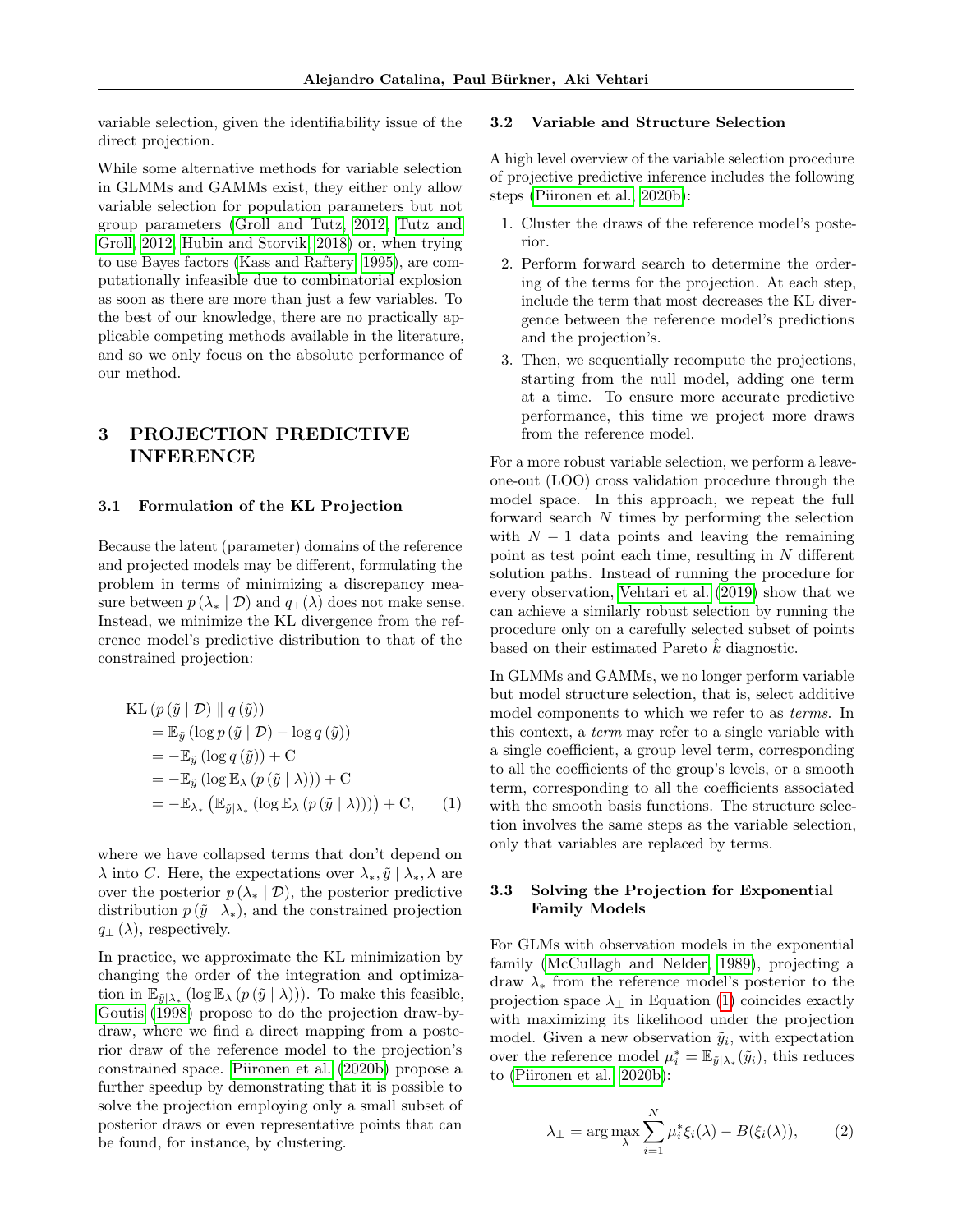variable selection, given the identifiability issue of the direct projection.

While some alternative methods for variable selection in GLMMs and GAMMs exist, they either only allow variable selection for population parameters but not group parameters (Groll and Tutz, 2012; Tutz and Groll, 2012; Hubin and Storvik, 2018) or, when trying to use Bayes factors (Kass and Raftery, 1995), are computationally infeasible due to combinatorial explosion as soon as there are more than just a few variables. To the best of our knowledge, there are no practically applicable competing methods available in the literature, and so we only focus on the absolute performance of our method.

# 3 PROJECTION PREDICTIVE INFERENCE

## 3.1 Formulation of the KL Projection

Because the latent (parameter) domains of the reference and projected models may be different, formulating the problem in terms of minimizing a discrepancy measure between $p(\lambda_* \mid \mathcal{D})$ and $q_\perp(\lambda)$ does not make sense. Instead, we minimize the KL divergence from the reference model's predictive distribution to that of the constrained projection:

$$
\begin{aligned}
&\mathrm{KL}\left(p\left(\tilde{y} \mid \mathcal{D}\right) \| \, q\left(\tilde{y}\right)\right) \\
&= \mathbb{E}_{\tilde{y}}\left(\log p\left(\tilde{y} \mid \mathcal{D}\right) - \log q\left(\tilde{y}\right)\right) \\
&= -\mathbb{E}_{\tilde{y}}\left(\log q\left(\tilde{y}\right)\right) + \mathrm{C} \\
&= -\mathbb{E}_{\tilde{y}}\left(\log \mathbb{E}_{\lambda}\left(p\left(\tilde{y} \mid \lambda\right)\right)\right) + \mathrm{C} \\
&= -\mathbb{E}_{\lambda_*}\left(\mathbb{E}_{\tilde{y}\mid\lambda_*}\left(\log \mathbb{E}_{\lambda}\left(p\left(\tilde{y} \mid \lambda\right)\right)\right)\right) + \mathrm{C}, \qquad (1)
\end{aligned}
$$

where we have collapsed terms that don't depend on $\lambda$ into $C$. Here, the expectations over $\lambda_*, \tilde{y} \mid \lambda_*, \lambda$ are over the posterior $p(\lambda_* \mid \mathcal{D})$, the posterior predictive distribution $p(\tilde{y} \mid \lambda_*)$, and the constrained projection $q_\perp(\lambda)$, respectively.

In practice, we approximate the KL minimization by changing the order of the integration and optimization in $\mathbb{E}_{\tilde{y}\mid\lambda_*}(\log \mathbb{E}_{\lambda}(p(\tilde{y} \mid \lambda)))$. To make this feasible, Goutis (1998) propose to do the projection draw-by-draw, where we find a direct mapping from a posterior draw of the reference model to the projection's constrained space. Piironen et al. (2020b) propose a further speedup by demonstrating that it is possible to solve the projection employing only a small subset of posterior draws or even representative points that can be found, for instance, by clustering.

## 3.2 Variable and Structure Selection

A high level overview of the variable selection procedure of projective predictive inference includes the following steps (Piironen et al., 2020b):

1. Cluster the draws of the reference model's posterior.
2. Perform forward search to determine the ordering of the terms for the projection. At each step, include the term that most decreases the KL divergence between the reference model's predictions and the projection's.
3. Then, we sequentially recompute the projections, starting from the null model, adding one term at a time. To ensure more accurate predictive performance, this time we project more draws from the reference model.

For a more robust variable selection, we perform a leave-one-out (LOO) cross validation procedure through the model space. In this approach, we repeat the full forward search $N$ times by performing the selection with $N-1$ data points and leaving the remaining point as test point each time, resulting in $N$ different solution paths. Instead of running the procedure for every observation, Vehtari et al. (2019) show that we can achieve a similarly robust selection by running the procedure only on a carefully selected subset of points based on their estimated Pareto $\hat{k}$ diagnostic.

In GLMMs and GAMMs, we no longer perform variable but model structure selection, that is, select additive model components to which we refer to as *terms*. In this context, a *term* may refer to a single variable with a single coefficient, a group level term, corresponding to all the coefficients of the group's levels, or a smooth term, corresponding to all the coefficients associated with the smooth basis functions. The structure selection involves the same steps as the variable selection, only that variables are replaced by terms.

## 3.3 Solving the Projection for Exponential Family Models

For GLMs with observation models in the exponential family (McCullagh and Nelder, 1989), projecting a draw $\lambda_*$ from the reference model's posterior to the projection space $\lambda_\perp$ in Equation (1) coincides exactly with maximizing its likelihood under the projection model. Given a new observation $\tilde{y}_i$, with expectation over the reference model $\mu_i^* = \mathbb{E}_{\tilde{y}\mid\lambda_*}(\tilde{y}_i)$, this reduces to (Piironen et al., 2020b):

$$
\lambda_\perp = \arg\max_{\lambda} \sum_{i=1}^{N} \mu_i^* \xi_i(\lambda) - B(\xi_i(\lambda)), \qquad (2)
$$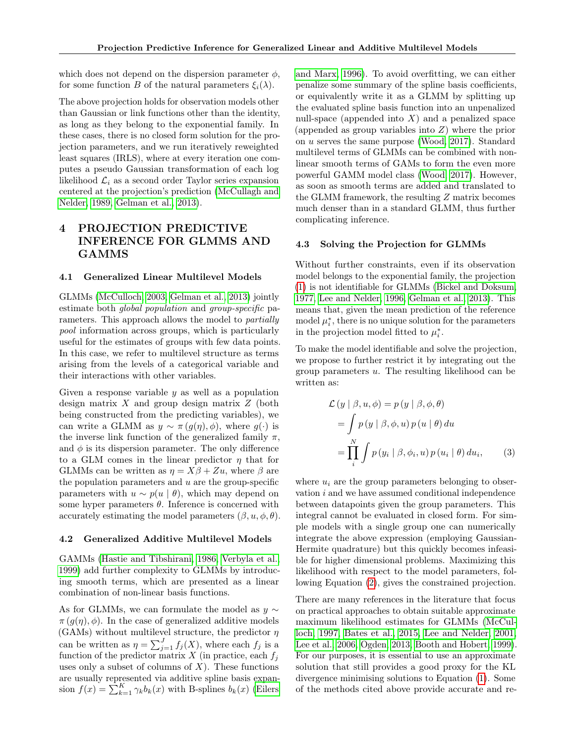which does not depend on the dispersion parameter $\phi$, for some function $B$ of the natural parameters $\xi_i(\lambda)$.

The above projection holds for observation models other than Gaussian or link functions other than the identity, as long as they belong to the exponential family. In these cases, there is no closed form solution for the projection parameters, and we run iteratively reweighted least squares (IRLS), where at every iteration one computes a pseudo Gaussian transformation of each log likelihood $\mathcal{L}_i$ as a second order Taylor series expansion centered at the projection's prediction (McCullagh and Nelder, 1989; Gelman et al., 2013).

# 4 PROJECTION PREDICTIVE INFERENCE FOR GLMMS AND GAMMS

## 4.1 Generalized Linear Multilevel Models

GLMMs (McCulloch, 2003; Gelman et al., 2013) jointly estimate both *global population* and *group-specific* parameters. This approach allows the model to *partially pool* information across groups, which is particularly useful for the estimates of groups with few data points. In this case, we refer to multilevel structure as terms arising from the levels of a categorical variable and their interactions with other variables.

Given a response variable $y$ as well as a population design matrix $X$ and group design matrix $Z$ (both being constructed from the predicting variables), we can write a GLMM as $y \sim \pi\left(g(\eta), \phi\right)$, where $g(\cdot)$ is the inverse link function of the generalized family $\pi$, and $\phi$ is its dispersion parameter. The only difference to a GLM comes in the linear predictor $\eta$ that for GLMMs can be written as $\eta = X\beta + Zu$, where $\beta$ are the population parameters and $u$ are the group-specific parameters with $u \sim p(u \mid \theta)$, which may depend on some hyper parameters $\theta$. Inference is concerned with accurately estimating the model parameters $(\beta, u, \phi, \theta)$.

## 4.2 Generalized Additive Multilevel Models

GAMMs (Hastie and Tibshirani, 1986; Verbyla et al., 1999) add further complexity to GLMMs by introducing smooth terms, which are presented as a linear combination of non-linear basis functions.

As for GLMMs, we can formulate the model as $y \sim \pi\left(g(\eta), \phi\right)$. In the case of generalized additive models (GAMs) without multilevel structure, the predictor $\eta$ can be written as $\eta = \sum_{j=1}^{J} f_j(X)$, where each $f_j$ is a function of the predictor matrix $X$ (in practice, each $f_j$ uses only a subset of columns of $X$). These functions are usually represented via additive spline basis expansion $f(x) = \sum_{k=1}^{K} \gamma_k b_k(x)$ with B-splines $b_k(x)$ (Eilers and Marx, 1996). To avoid overfitting, we can either penalize some summary of the spline basis coefficients, or equivalently write it as a GLMM by splitting up the evaluated spline basis function into an unpenalized null-space (appended into $X$) and a penalized space (appended as group variables into $Z$) where the prior on $u$ serves the same purpose (Wood, 2017). Standard multilevel terms of GLMMs can be combined with non-linear smooth terms of GAMs to form the even more powerful GAMM model class (Wood, 2017). However, as soon as smooth terms are added and translated to the GLMM framework, the resulting $Z$ matrix becomes much denser than in a standard GLMM, thus further complicating inference.

## 4.3 Solving the Projection for GLMMs

Without further constraints, even if its observation model belongs to the exponential family, the projection (1) is not identifiable for GLMMs (Bickel and Doksum, 1977; Lee and Nelder, 1996; Gelman et al., 2013). This means that, given the mean prediction of the reference model $\mu_i^*$, there is no unique solution for the parameters in the projection model fitted to $\mu_i^*$.

To make the model identifiable and solve the projection, we propose to further restrict it by integrating out the group parameters $u$. The resulting likelihood can be written as:

$$
\begin{aligned}
\mathcal{L}\left(y \mid \beta, u, \phi\right) &= p\left(y \mid \beta, \phi, \theta\right) \\
&= \int p\left(y \mid \beta, \phi, u\right) p\left(u \mid \theta\right) du \\
&= \prod_{i}^{N} \int p\left(y_i \mid \beta, \phi_i, u\right) p\left(u_i \mid \theta\right) du_i, \qquad (3)
\end{aligned}
$$

where $u_i$ are the group parameters belonging to observation $i$ and we have assumed conditional independence between datapoints given the group parameters. This integral cannot be evaluated in closed form. For simple models with a single group one can numerically integrate the above expression (employing Gaussian-Hermite quadrature) but this quickly becomes infeasible for higher dimensional problems. Maximizing this likelihood with respect to the model parameters, following Equation (2), gives the constrained projection.

There are many references in the literature that focus on practical approaches to obtain suitable approximate maximum likelihood estimates for GLMMs (McCulloch, 1997; Bates et al., 2015; Lee and Nelder, 2001; Lee et al., 2006; Ogden, 2013; Booth and Hobert, 1999). For our purposes, it is essential to use an approximate solution that still provides a good proxy for the KL divergence minimising solutions to Equation (1). Some of the methods cited above provide accurate and re-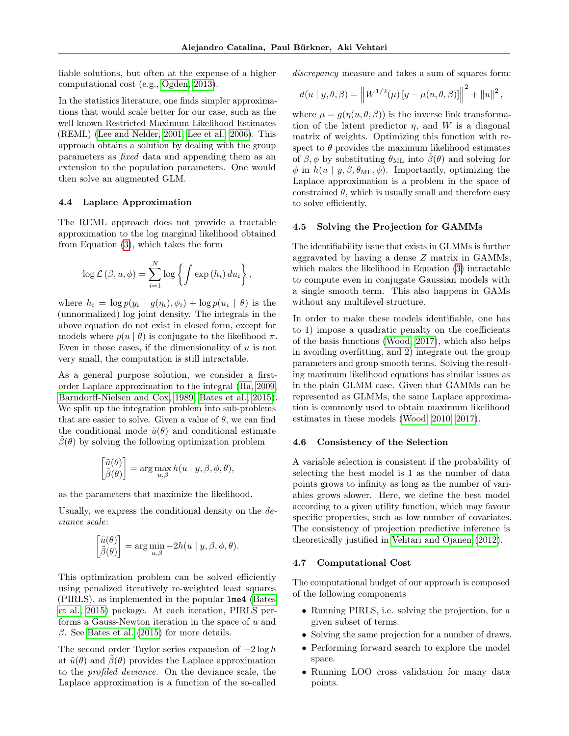liable solutions, but often at the expense of a higher computational cost (e.g., Ogden, 2013).

In the statistics literature, one finds simpler approximations that would scale better for our case, such as the well known Restricted Maximum Likelihood Estimates (REML) (Lee and Nelder, 2001; Lee et al., 2006). This approach obtains a solution by dealing with the group parameters as *fixed* data and appending them as an extension to the population parameters. One would then solve an augmented GLM.

### 4.4 Laplace Approximation

The REML approach does not provide a tractable approximation to the log marginal likelihood obtained from Equation (3), which takes the form

$$\log \mathcal{L}(\beta, u, \phi) = \sum_{i=1}^{N} \log \left\{ \int \exp(h_i)\, du_i \right\},$$

where $h_i = \log p(y_i \mid g(\eta_i), \phi_i) + \log p(u_i \mid \theta)$ is the (unnormalized) log joint density. The integrals in the above equation do not exist in closed form, except for models where $p(u \mid \theta)$ is conjugate to the likelihood $\pi$. Even in those cases, if the dimensionality of $u$ is not very small, the computation is still intractable.

As a general purpose solution, we consider a first-order Laplace approximation to the integral (Ha, 2009; Barndorff-Nielsen and Cox, 1989; Bates et al., 2015). We split up the integration problem into sub-problems that are easier to solve. Given a value of $\theta$, we can find the conditional mode $\tilde{u}(\theta)$ and conditional estimate $\tilde{\beta}(\theta)$ by solving the following optimization problem

$$\begin{bmatrix} \tilde{u}(\theta) \\ \tilde{\beta}(\theta) \end{bmatrix} = \arg\max_{u,\beta} h(u \mid y, \beta, \phi, \theta),$$

as the parameters that maximize the likelihood.

Usually, we express the conditional density on the *deviance scale*:

$$\begin{bmatrix} \tilde{u}(\theta) \\ \tilde{\beta}(\theta) \end{bmatrix} = \arg\min_{u,\beta} -2h(u \mid y, \beta, \phi, \theta).$$

This optimization problem can be solved efficiently using penalized iteratively re-weighted least squares (PIRLS), as implemented in the popular `lme4` (Bates et al., 2015) package. At each iteration, PIRLS performs a Gauss-Newton iteration in the space of $u$ and $\beta$. See Bates et al. (2015) for more details.

The second order Taylor series expansion of $-2 \log h$ at $\tilde{u}(\theta)$ and $\tilde{\beta}(\theta)$ provides the Laplace approximation to the *profiled deviance*. On the deviance scale, the Laplace approximation is a function of the so-called *discrepancy* measure and takes a sum of squares form:

$$d(u \mid y, \theta, \beta) = \left\| W^{1/2}(\mu) \left[ y - \mu(u, \theta, \beta) \right] \right\|^2 + \|u\|^2,$$

where $\mu = g(\eta(u, \theta, \beta))$ is the inverse link transformation of the latent predictor $\eta$, and $W$ is a diagonal matrix of weights. Optimizing this function with respect to $\theta$ provides the maximum likelihood estimates of $\beta, \phi$ by substituting $\theta_{\text{ML}}$ into $\tilde{\beta}(\theta)$ and solving for $\phi$ in $h(u \mid y, \beta, \theta_{\text{ML}}, \phi)$. Importantly, optimizing the Laplace approximation is a problem in the space of constrained $\theta$, which is usually small and therefore easy to solve efficiently.

### 4.5 Solving the Projection for GAMMs

The identifiability issue that exists in GLMMs is further aggravated by having a dense $Z$ matrix in GAMMs, which makes the likelihood in Equation (3) intractable to compute even in conjugate Gaussian models with a single smooth term. This also happens in GAMs without any multilevel structure.

In order to make these models identifiable, one has to 1) impose a quadratic penalty on the coefficients of the basis functions (Wood, 2017), which also helps in avoiding overfitting, and 2) integrate out the group parameters and group smooth terms. Solving the resulting maximum likelihood equations has similar issues as in the plain GLMM case. Given that GAMMs can be represented as GLMMs, the same Laplace approximation is commonly used to obtain maximum likelihood estimates in these models (Wood, 2010, 2017).

### 4.6 Consistency of the Selection

A variable selection is consistent if the probability of selecting the best model is 1 as the number of data points grows to infinity as long as the number of variables grows slower. Here, we define the best model according to a given utility function, which may favour specific properties, such as low number of covariates. The consistency of projection predictive inference is theoretically justified in Vehtari and Ojanen (2012).

### 4.7 Computational Cost

The computational budget of our approach is composed of the following components

- Running PIRLS, i.e. solving the projection, for a given subset of terms.
- Solving the same projection for a number of draws.
- Performing forward search to explore the model space.
- Running LOO cross validation for many data points.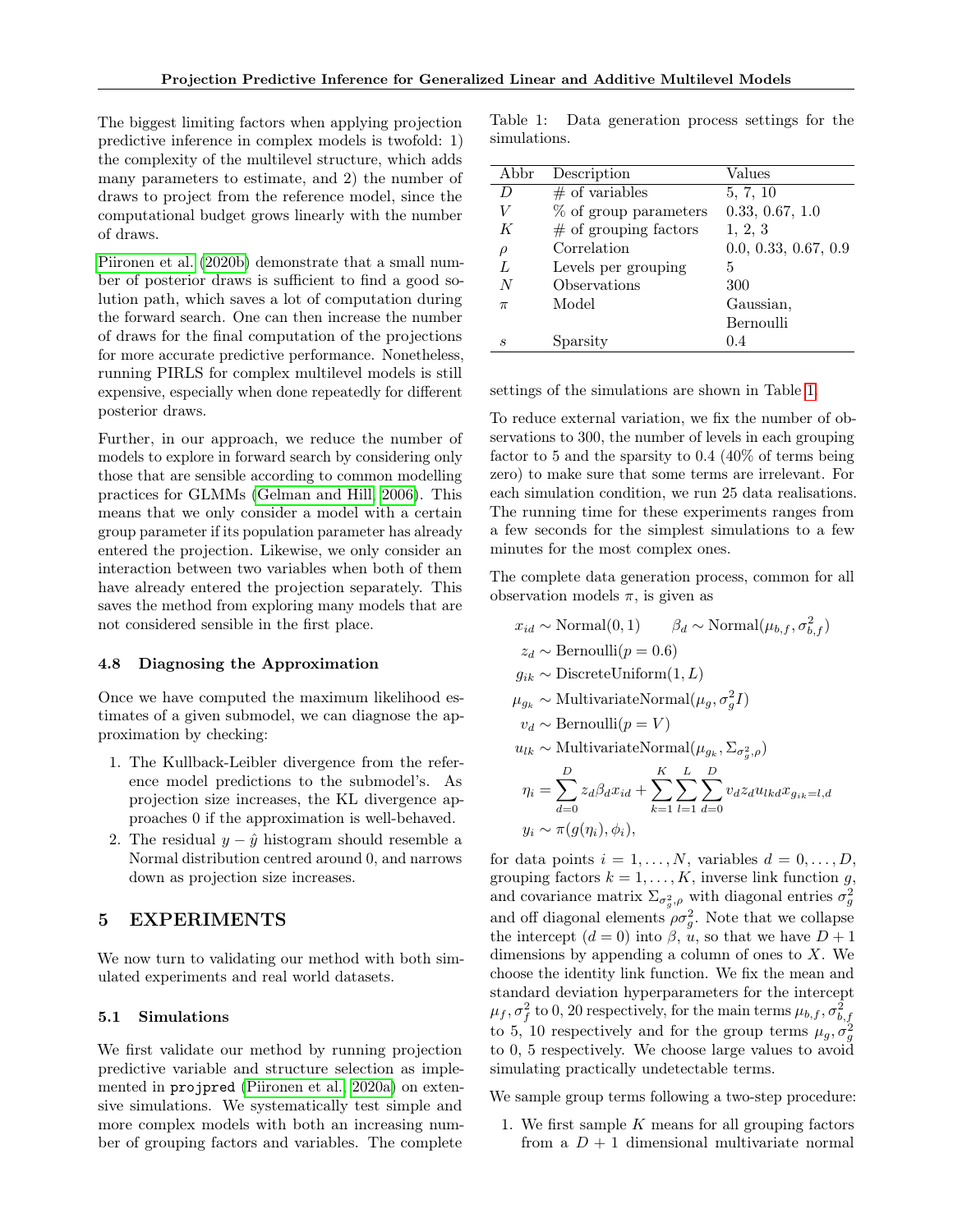The biggest limiting factors when applying projection predictive inference in complex models is twofold: 1) the complexity of the multilevel structure, which adds many parameters to estimate, and 2) the number of draws to project from the reference model, since the computational budget grows linearly with the number of draws.

Piironen et al. (2020b) demonstrate that a small number of posterior draws is sufficient to find a good solution path, which saves a lot of computation during the forward search. One can then increase the number of draws for the final computation of the projections for more accurate predictive performance. Nonetheless, running PIRLS for complex multilevel models is still expensive, especially when done repeatedly for different posterior draws.

Further, in our approach, we reduce the number of models to explore in forward search by considering only those that are sensible according to common modelling practices for GLMMs (Gelman and Hill, 2006). This means that we only consider a model with a certain group parameter if its population parameter has already entered the projection. Likewise, we only consider an interaction between two variables when both of them have already entered the projection separately. This saves the method from exploring many models that are not considered sensible in the first place.

### 4.8 Diagnosing the Approximation

Once we have computed the maximum likelihood estimates of a given submodel, we can diagnose the approximation by checking:

1. The Kullback-Leibler divergence from the reference model predictions to the submodel's. As projection size increases, the KL divergence approaches 0 if the approximation is well-behaved.
2. The residual $y - \hat{y}$ histogram should resemble a Normal distribution centred around 0, and narrows down as projection size increases.

## 5 EXPERIMENTS

We now turn to validating our method with both simulated experiments and real world datasets.

### 5.1 Simulations

We first validate our method by running projection predictive variable and structure selection as implemented in `projpred` (Piironen et al., 2020a) on extensive simulations. We systematically test simple and more complex models with both an increasing number of grouping factors and variables. The complete settings of the simulations are shown in Table 1.

Table 1: Data generation process settings for the simulations.

| Abbr | Description | Values |
|---|---|---|
| $D$ | # of variables | 5, 7, 10 |
| $V$ | % of group parameters | 0.33, 0.67, 1.0 |
| $K$ | # of grouping factors | 1, 2, 3 |
| $\rho$ | Correlation | 0.0, 0.33, 0.67, 0.9 |
| $L$ | Levels per grouping | 5 |
| $N$ | Observations | 300 |
| $\pi$ | Model | Gaussian, Bernoulli |
| $s$ | Sparsity | 0.4 |

To reduce external variation, we fix the number of observations to 300, the number of levels in each grouping factor to 5 and the sparsity to 0.4 (40% of terms being zero) to make sure that some terms are irrelevant. For each simulation condition, we run 25 data realisations. The running time for these experiments ranges from a few seconds for the simplest simulations to a few minutes for the most complex ones.

The complete data generation process, common for all observation models $\pi$, is given as

$$
\begin{aligned}
x_{id} &\sim \text{Normal}(0, 1) \qquad \beta_d \sim \text{Normal}(\mu_{b,f}, \sigma^2_{b,f}) \\
z_d &\sim \text{Bernoulli}(p = 0.6) \\
g_{ik} &\sim \text{DiscreteUniform}(1, L) \\
\mu_{g_k} &\sim \text{MultivariateNormal}(\mu_g, \sigma_g^2 I) \\
v_d &\sim \text{Bernoulli}(p = V) \\
u_{lk} &\sim \text{MultivariateNormal}(\mu_{g_k}, \Sigma_{\sigma_g^2, \rho}) \\
\eta_i &= \sum_{d=0}^{D} z_d \beta_d x_{id} + \sum_{k=1}^{K} \sum_{l=1}^{L} \sum_{d=0}^{D} v_d z_d u_{lkd} x_{g_{ik}=l,d} \\
y_i &\sim \pi(g(\eta_i), \phi_i),
\end{aligned}
$$

for data points $i = 1, \ldots, N$, variables $d = 0, \ldots, D$, grouping factors $k = 1, \ldots, K$, inverse link function $g$, and covariance matrix $\Sigma_{\sigma_g^2, \rho}$ with diagonal entries $\sigma_g^2$ and off diagonal elements $\rho\sigma_g^2$. Note that we collapse the intercept ($d = 0$) into $\beta$, $u$, so that we have $D + 1$ dimensions by appending a column of ones to $X$. We choose the identity link function. We fix the mean and standard deviation hyperparameters for the intercept $\mu_f, \sigma_f^2$ to 0, 20 respectively, for the main terms $\mu_{b,f}, \sigma^2_{b,f}$ to 5, 10 respectively and for the group terms $\mu_g, \sigma_g^2$ to 0, 5 respectively. We choose large values to avoid simulating practically undetectable terms.

We sample group terms following a two-step procedure:

1. We first sample $K$ means for all grouping factors from a $D + 1$ dimensional multivariate normal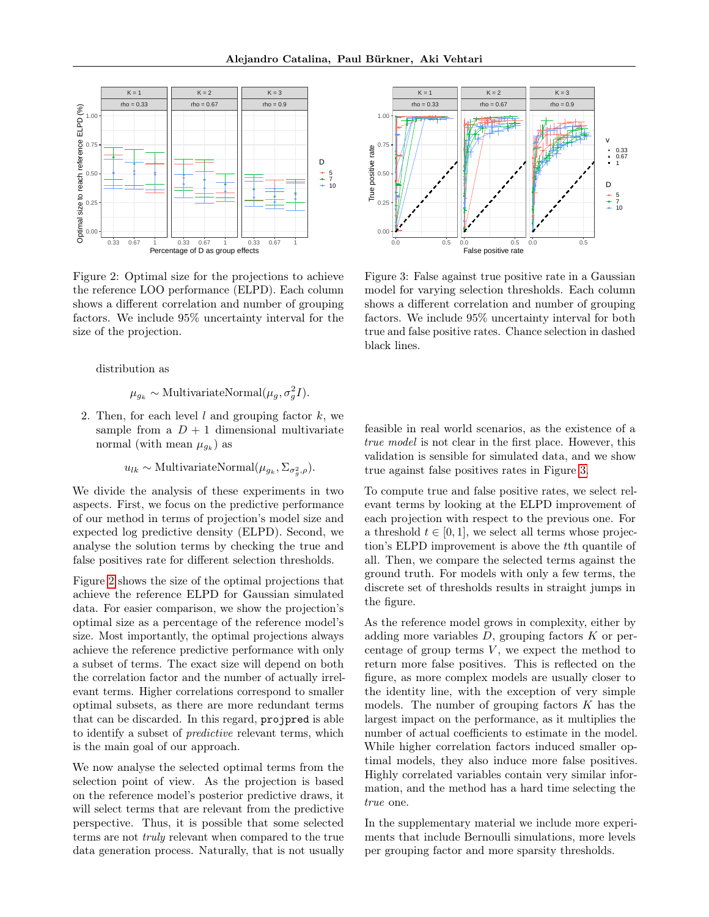Figure 2: Optimal size for the projections to achieve the reference LOO performance (ELPD). Each column shows a different correlation and number of grouping factors. We include 95% uncertainty interval for the size of the projection.

Figure 3: False against true positive rate in a Gaussian model for varying selection thresholds. Each column shows a different correlation and number of grouping factors. We include 95% uncertainty interval for both true and false positive rates. Chance selection in dashed black lines.

distribution as

$$\mu_{g_k} \sim \text{MultivariateNormal}(\mu_g, \sigma_g^2 I).$$

2. Then, for each level $l$ and grouping factor $k$, we sample from a $D + 1$ dimensional multivariate normal (with mean $\mu_{g_k}$) as

$$u_{lk} \sim \text{MultivariateNormal}(\mu_{g_k}, \Sigma_{\sigma_g^2, \rho}).$$

We divide the analysis of these experiments in two aspects. First, we focus on the predictive performance of our method in terms of projection's model size and expected log predictive density (ELPD). Second, we analyse the solution terms by checking the true and false positives rate for different selection thresholds.

Figure 2 shows the size of the optimal projections that achieve the reference ELPD for Gaussian simulated data. For easier comparison, we show the projection's optimal size as a percentage of the reference model's size. Most importantly, the optimal projections always achieve the reference predictive performance with only a subset of terms. The exact size will depend on both the correlation factor and the number of actually irrelevant terms. Higher correlations correspond to smaller optimal subsets, as there are more redundant terms that can be discarded. In this regard, `projpred` is able to identify a subset of *predictive* relevant terms, which is the main goal of our approach.

We now analyse the selected optimal terms from the selection point of view. As the projection is based on the reference model's posterior predictive draws, it will select terms that are relevant from the predictive perspective. Thus, it is possible that some selected terms are not *truly* relevant when compared to the true data generation process. Naturally, that is not usually feasible in real world scenarios, as the existence of a *true model* is not clear in the first place. However, this validation is sensible for simulated data, and we show true against false positives rates in Figure 3.

To compute true and false positive rates, we select relevant terms by looking at the ELPD improvement of each projection with respect to the previous one. For a threshold $t \in [0, 1]$, we select all terms whose projection's ELPD improvement is above the $t$th quantile of all. Then, we compare the selected terms against the ground truth. For models with only a few terms, the discrete set of thresholds results in straight jumps in the figure.

As the reference model grows in complexity, either by adding more variables $D$, grouping factors $K$ or percentage of group terms $V$, we expect the method to return more false positives. This is reflected on the figure, as more complex models are usually closer to the identity line, with the exception of very simple models. The number of grouping factors $K$ has the largest impact on the performance, as it multiplies the number of actual coefficients to estimate in the model. While higher correlation factors induced smaller optimal models, they also induce more false positives. Highly correlated variables contain very similar information, and the method has a hard time selecting the *true* one.

In the supplementary material we include more experiments that include Bernoulli simulations, more levels per grouping factor and more sparsity thresholds.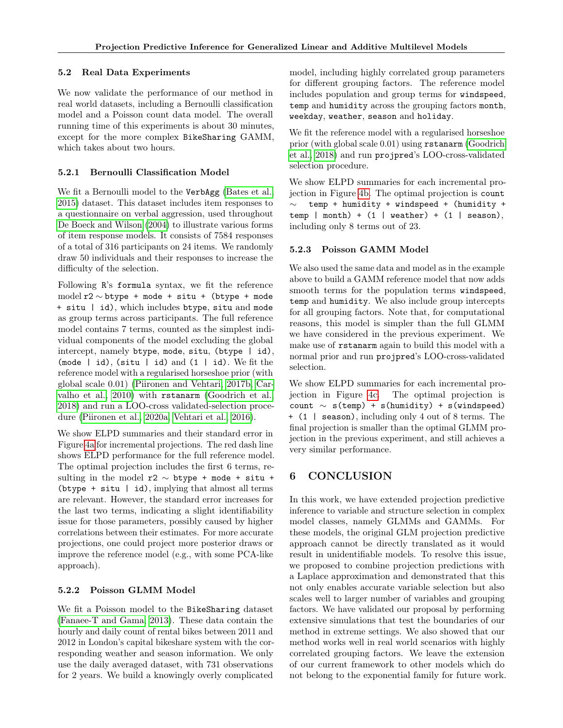### 5.2 Real Data Experiments

We now validate the performance of our method in real world datasets, including a Bernoulli classification model and a Poisson count data model. The overall running time of this experiments is about 30 minutes, except for the more complex `BikeSharing` GAMM, which takes about two hours.

#### 5.2.1 Bernoulli Classification Model

We fit a Bernoulli model to the `VerbAgg` (Bates et al., 2015) dataset. This dataset includes item responses to a questionnaire on verbal aggression, used throughout De Boeck and Wilson (2004) to illustrate various forms of item response models. It consists of 7584 responses of a total of 316 participants on 24 items. We randomly draw 50 individuals and their responses to increase the difficulty of the selection.

Following R's `formula` syntax, we fit the reference model `r2` $\sim$ `btype + mode + situ + (btype + mode + situ | id)`, which includes `btype`, `situ` and `mode` as group terms across participants. The full reference model contains 7 terms, counted as the simplest individual components of the model excluding the global intercept, namely `btype`, `mode`, `situ`, `(btype | id)`, `(mode | id)`, `(situ | id)` and `(1 | id)`. We fit the reference model with a regularised horseshoe prior (with global scale 0.01) (Piironen and Vehtari, 2017b; Carvalho et al., 2010) with `rstanarm` (Goodrich et al., 2018) and run a LOO-cross validated-selection procedure (Piironen et al., 2020a; Vehtari et al., 2016).

We show ELPD summaries and their standard error in Figure 4a for incremental projections. The red dash line shows ELPD performance for the full reference model. The optimal projection includes the first 6 terms, resulting in the model `r2` $\sim$ `btype + mode + situ + (btype + situ | id)`, implying that almost all terms are relevant. However, the standard error increases for the last two terms, indicating a slight identifiability issue for those parameters, possibly caused by higher correlations between their estimates. For more accurate projections, one could project more posterior draws or improve the reference model (e.g., with some PCA-like approach).

#### 5.2.2 Poisson GLMM Model

We fit a Poisson model to the `BikeSharing` dataset (Fanaee-T and Gama, 2013). These data contain the hourly and daily count of rental bikes between 2011 and 2012 in London's capital bikeshare system with the corresponding weather and season information. We only use the daily averaged dataset, with 731 observations for 2 years. We build a knowingly overly complicated model, including highly correlated group parameters for different grouping factors. The reference model includes population and group terms for `windspeed`, `temp` and `humidity` across the grouping factors `month`, `weekday`, `weather`, `season` and `holiday`.

We fit the reference model with a regularised horseshoe prior (with global scale 0.01) using `rstanarm` (Goodrich et al., 2018) and run `projpred`'s LOO-cross-validated selection procedure.

We show ELPD summaries for each incremental projection in Figure 4b. The optimal projection is `count` $\sim$ `temp + humidity + windspeed + (humidity + temp | month) + (1 | weather) + (1 | season)`, including only 8 terms out of 23.

#### 5.2.3 Poisson GAMM Model

We also used the same data and model as in the example above to build a GAMM reference model that now adds smooth terms for the population terms `windspeed`, `temp` and `humidity`. We also include group intercepts for all grouping factors. Note that, for computational reasons, this model is simpler than the full GLMM we have considered in the previous experiment. We make use of `rstanarm` again to build this model with a normal prior and run `projpred`'s LOO-cross-validated selection.

We show ELPD summaries for each incremental projection in Figure 4c. The optimal projection is `count` $\sim$ `s(temp) + s(humidity) + s(windspeed) + (1 | season)`, including only 4 out of 8 terms. The final projection is smaller than the optimal GLMM projection in the previous experiment, and still achieves a very similar performance.

# 6 CONCLUSION

In this work, we have extended projection predictive inference to variable and structure selection in complex model classes, namely GLMMs and GAMMs. For these models, the original GLM projection predictive approach cannot be directly translated as it would result in unidentifiable models. To resolve this issue, we proposed to combine projection predictions with a Laplace approximation and demonstrated that this not only enables accurate variable selection but also scales well to larger number of variables and grouping factors. We have validated our proposal by performing extensive simulations that test the boundaries of our method in extreme settings. We also showed that our method works well in real world scenarios with highly correlated grouping factors. We leave the extension of our current framework to other models which do not belong to the exponential family for future work.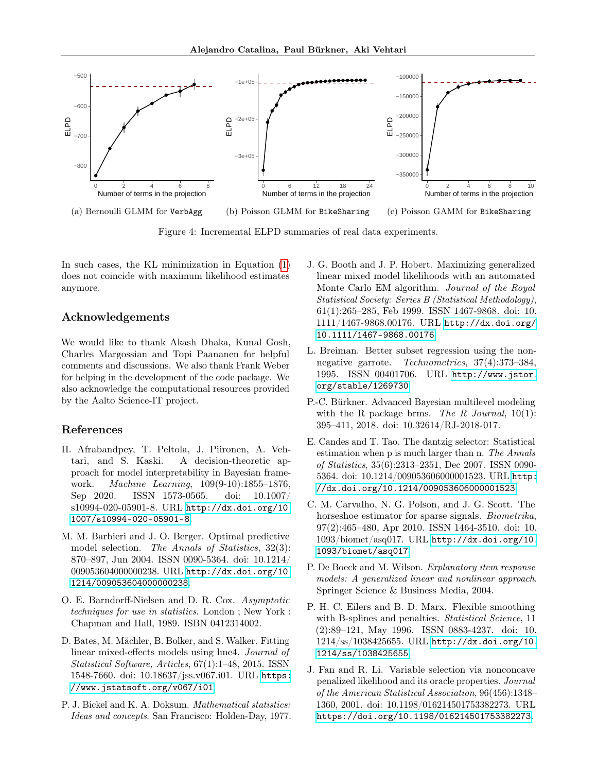(a) Bernoulli GLMM for `VerbAgg` (b) Poisson GLMM for `BikeSharing` (c) Poisson GAMM for `BikeSharing`

Figure 4: Incremental ELPD summaries of real data experiments.

In such cases, the KL minimization in Equation (1) does not coincide with maximum likelihood estimates anymore.

## Acknowledgements

We would like to thank Akash Dhaka, Kunal Gosh, Charles Margossian and Topi Paananen for helpful comments and discussions. We also thank Frank Weber for helping in the development of the code package. We also acknowledge the computational resources provided by the Aalto Science-IT project.

## References

H. Afrabandpey, T. Peltola, J. Piironen, A. Vehtari, and S. Kaski. A decision-theoretic approach for model interpretability in Bayesian framework. *Machine Learning*, 109(9-10):1855–1876, Sep 2020. ISSN 1573-0565. doi: 10.1007/s10994-020-05901-8. URL http://dx.doi.org/10.1007/s10994-020-05901-8.

M. M. Barbieri and J. O. Berger. Optimal predictive model selection. *The Annals of Statistics*, 32(3): 870–897, Jun 2004. ISSN 0090-5364. doi: 10.1214/009053604000000238. URL http://dx.doi.org/10.1214/009053604000000238.

O. E. Barndorff-Nielsen and D. R. Cox. *Asymptotic techniques for use in statistics*. London ; New York : Chapman and Hall, 1989. ISBN 0412314002.

D. Bates, M. Mächler, B. Bolker, and S. Walker. Fitting linear mixed-effects models using lme4. *Journal of Statistical Software, Articles*, 67(1):1–48, 2015. ISSN 1548-7660. doi: 10.18637/jss.v067.i01. URL https://www.jstatsoft.org/v067/i01.

P. J. Bickel and K. A. Doksum. *Mathematical statistics: Ideas and concepts*. San Francisco: Holden-Day, 1977.

J. G. Booth and J. P. Hobert. Maximizing generalized linear mixed model likelihoods with an automated Monte Carlo EM algorithm. *Journal of the Royal Statistical Society: Series B (Statistical Methodology)*, 61(1):265–285, Feb 1999. ISSN 1467-9868. doi: 10.1111/1467-9868.00176. URL http://dx.doi.org/10.1111/1467-9868.00176.

L. Breiman. Better subset regression using the nonnegative garrote. *Technometrics*, 37(4):373–384, 1995. ISSN 00401706. URL http://www.jstor.org/stable/1269730.

P.-C. Bürkner. Advanced Bayesian multilevel modeling with the R package brms. *The R Journal*, 10(1): 395–411, 2018. doi: 10.32614/RJ-2018-017.

E. Candes and T. Tao. The dantzig selector: Statistical estimation when p is much larger than n. *The Annals of Statistics*, 35(6):2313–2351, Dec 2007. ISSN 0090-5364. doi: 10.1214/009053606000001523. URL http://dx.doi.org/10.1214/009053606000001523.

C. M. Carvalho, N. G. Polson, and J. G. Scott. The horseshoe estimator for sparse signals. *Biometrika*, 97(2):465–480, Apr 2010. ISSN 1464-3510. doi: 10.1093/biomet/asq017. URL http://dx.doi.org/10.1093/biomet/asq017.

P. De Boeck and M. Wilson. *Explanatory item response models: A generalized linear and nonlinear approach*. Springer Science & Business Media, 2004.

P. H. C. Eilers and B. D. Marx. Flexible smoothing with B-splines and penalties. *Statistical Science*, 11 (2):89–121, May 1996. ISSN 0883-4237. doi: 10.1214/ss/1038425655. URL http://dx.doi.org/10.1214/ss/1038425655.

J. Fan and R. Li. Variable selection via nonconcave penalized likelihood and its oracle properties. *Journal of the American Statistical Association*, 96(456):1348–1360, 2001. doi: 10.1198/016214501753382273. URL https://doi.org/10.1198/016214501753382273.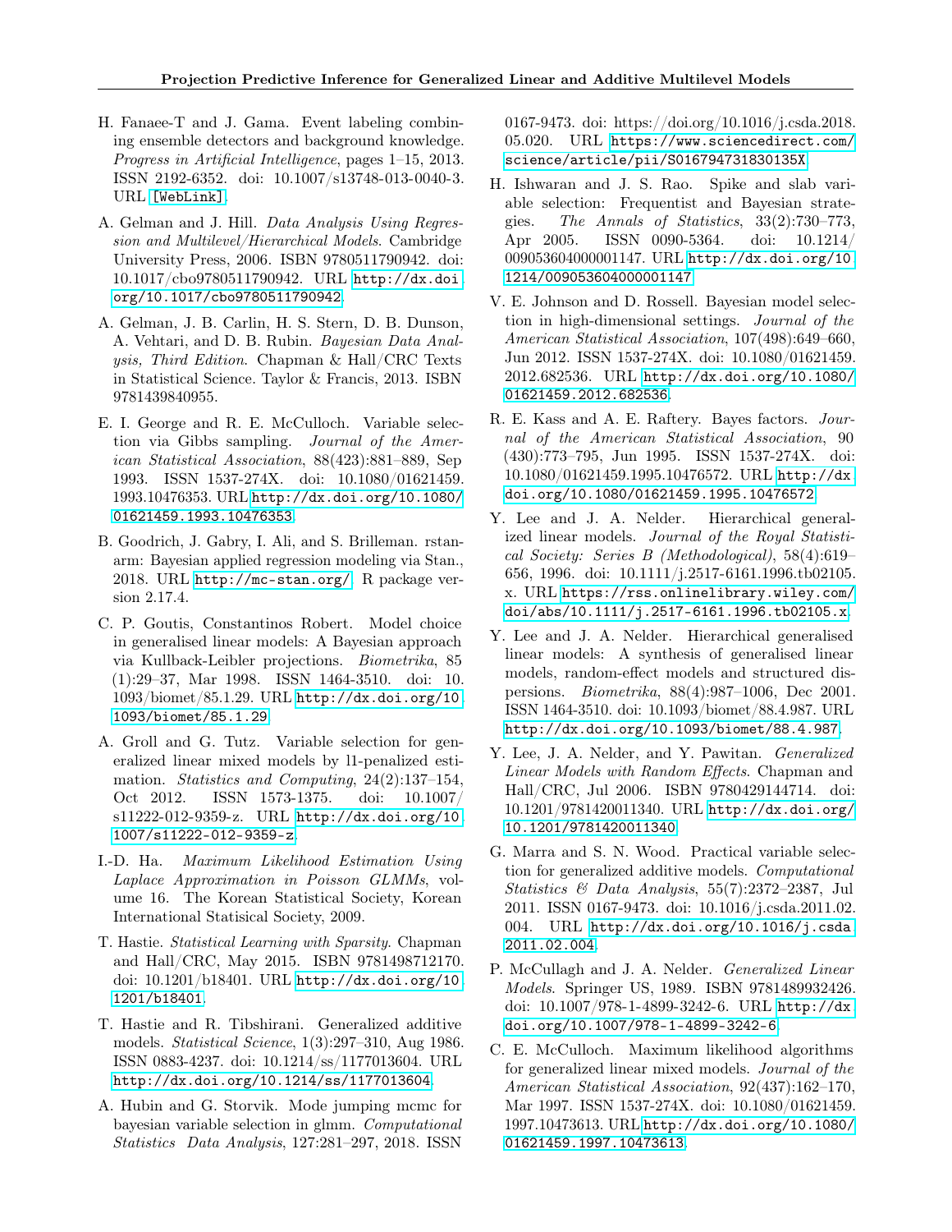H. Fanaee-T and J. Gama. Event labeling combining ensemble detectors and background knowledge. *Progress in Artificial Intelligence*, pages 1–15, 2013. ISSN 2192-6352. doi: 10.1007/s13748-013-0040-3. URL [WebLink].

A. Gelman and J. Hill. *Data Analysis Using Regression and Multilevel/Hierarchical Models*. Cambridge University Press, 2006. ISBN 9780511790942. doi: 10.1017/cbo9780511790942. URL http://dx.doi.org/10.1017/cbo9780511790942.

A. Gelman, J. B. Carlin, H. S. Stern, D. B. Dunson, A. Vehtari, and D. B. Rubin. *Bayesian Data Analysis, Third Edition*. Chapman & Hall/CRC Texts in Statistical Science. Taylor & Francis, 2013. ISBN 9781439840955.

E. I. George and R. E. McCulloch. Variable selection via Gibbs sampling. *Journal of the American Statistical Association*, 88(423):881–889, Sep 1993. ISSN 1537-274X. doi: 10.1080/01621459.1993.10476353. URL http://dx.doi.org/10.1080/01621459.1993.10476353.

B. Goodrich, J. Gabry, I. Ali, and S. Brilleman. rstanarm: Bayesian applied regression modeling via Stan., 2018. URL http://mc-stan.org/. R package version 2.17.4.

C. P. Goutis, Constantinos Robert. Model choice in generalised linear models: A Bayesian approach via Kullback-Leibler projections. *Biometrika*, 85 (1):29–37, Mar 1998. ISSN 1464-3510. doi: 10.1093/biomet/85.1.29. URL http://dx.doi.org/10.1093/biomet/85.1.29.

A. Groll and G. Tutz. Variable selection for generalized linear mixed models by l1-penalized estimation. *Statistics and Computing*, 24(2):137–154, Oct 2012. ISSN 1573-1375. doi: 10.1007/s11222-012-9359-z. URL http://dx.doi.org/10.1007/s11222-012-9359-z.

I.-D. Ha. *Maximum Likelihood Estimation Using Laplace Approximation in Poisson GLMMs*, volume 16. The Korean Statistical Society, Korean International Statisical Society, 2009.

T. Hastie. *Statistical Learning with Sparsity*. Chapman and Hall/CRC, May 2015. ISBN 9781498712170. doi: 10.1201/b18401. URL http://dx.doi.org/10.1201/b18401.

T. Hastie and R. Tibshirani. Generalized additive models. *Statistical Science*, 1(3):297–310, Aug 1986. ISSN 0883-4237. doi: 10.1214/ss/1177013604. URL http://dx.doi.org/10.1214/ss/1177013604.

A. Hubin and G. Storvik. Mode jumping mcmc for bayesian variable selection in glmm. *Computational Statistics Data Analysis*, 127:281–297, 2018. ISSN 0167-9473. doi: https://doi.org/10.1016/j.csda.2018.05.020. URL https://www.sciencedirect.com/science/article/pii/S016794731830135X.

H. Ishwaran and J. S. Rao. Spike and slab variable selection: Frequentist and Bayesian strategies. *The Annals of Statistics*, 33(2):730–773, Apr 2005. ISSN 0090-5364. doi: 10.1214/009053604000001147. URL http://dx.doi.org/10.1214/009053604000001147.

V. E. Johnson and D. Rossell. Bayesian model selection in high-dimensional settings. *Journal of the American Statistical Association*, 107(498):649–660, Jun 2012. ISSN 1537-274X. doi: 10.1080/01621459.2012.682536. URL http://dx.doi.org/10.1080/01621459.2012.682536.

R. E. Kass and A. E. Raftery. Bayes factors. *Journal of the American Statistical Association*, 90 (430):773–795, Jun 1995. ISSN 1537-274X. doi: 10.1080/01621459.1995.10476572. URL http://dx.doi.org/10.1080/01621459.1995.10476572.

Y. Lee and J. A. Nelder. Hierarchical generalized linear models. *Journal of the Royal Statistical Society: Series B (Methodological)*, 58(4):619–656, 1996. doi: 10.1111/j.2517-6161.1996.tb02105.x. URL https://rss.onlinelibrary.wiley.com/doi/abs/10.1111/j.2517-6161.1996.tb02105.x.

Y. Lee and J. A. Nelder. Hierarchical generalised linear models: A synthesis of generalised linear models, random-effect models and structured dispersions. *Biometrika*, 88(4):987–1006, Dec 2001. ISSN 1464-3510. doi: 10.1093/biomet/88.4.987. URL http://dx.doi.org/10.1093/biomet/88.4.987.

Y. Lee, J. A. Nelder, and Y. Pawitan. *Generalized Linear Models with Random Effects*. Chapman and Hall/CRC, Jul 2006. ISBN 9780429144714. doi: 10.1201/9781420011340. URL http://dx.doi.org/10.1201/9781420011340.

G. Marra and S. N. Wood. Practical variable selection for generalized additive models. *Computational Statistics & Data Analysis*, 55(7):2372–2387, Jul 2011. ISSN 0167-9473. doi: 10.1016/j.csda.2011.02.004. URL http://dx.doi.org/10.1016/j.csda.2011.02.004.

P. McCullagh and J. A. Nelder. *Generalized Linear Models*. Springer US, 1989. ISBN 9781489932426. doi: 10.1007/978-1-4899-3242-6. URL http://dx.doi.org/10.1007/978-1-4899-3242-6.

C. E. McCulloch. Maximum likelihood algorithms for generalized linear mixed models. *Journal of the American Statistical Association*, 92(437):162–170, Mar 1997. ISSN 1537-274X. doi: 10.1080/01621459.1997.10473613. URL http://dx.doi.org/10.1080/01621459.1997.10473613.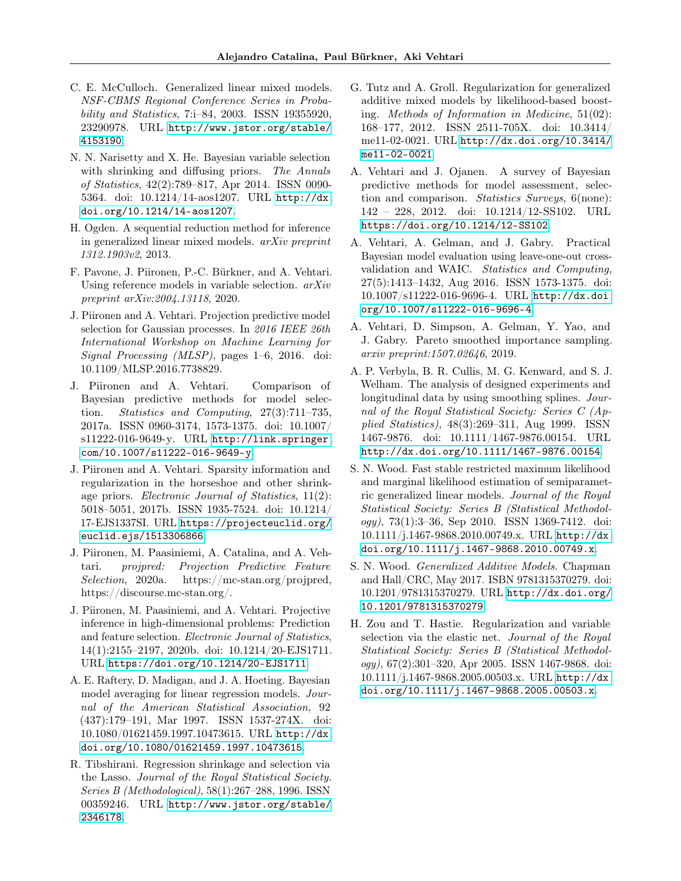C. E. McCulloch. Generalized linear mixed models. *NSF-CBMS Regional Conference Series in Probability and Statistics*, 7:i–84, 2003. ISSN 19355920, 23290978. URL http://www.jstor.org/stable/4153190.

N. N. Narisetty and X. He. Bayesian variable selection with shrinking and diffusing priors. *The Annals of Statistics*, 42(2):789–817, Apr 2014. ISSN 0090-5364. doi: 10.1214/14-aos1207. URL http://dx.doi.org/10.1214/14-aos1207.

H. Ogden. A sequential reduction method for inference in generalized linear mixed models. *arXiv preprint 1312.1903v2*, 2013.

F. Pavone, J. Piironen, P.-C. Bürkner, and A. Vehtari. Using reference models in variable selection. *arXiv preprint arXiv:2004.13118*, 2020.

J. Piironen and A. Vehtari. Projection predictive model selection for Gaussian processes. In *2016 IEEE 26th International Workshop on Machine Learning for Signal Processing (MLSP)*, pages 1–6, 2016. doi: 10.1109/MLSP.2016.7738829.

J. Piironen and A. Vehtari. Comparison of Bayesian predictive methods for model selection. *Statistics and Computing*, 27(3):711–735, 2017a. ISSN 0960-3174, 1573-1375. doi: 10.1007/s11222-016-9649-y. URL http://link.springer.com/10.1007/s11222-016-9649-y.

J. Piironen and A. Vehtari. Sparsity information and regularization in the horseshoe and other shrinkage priors. *Electronic Journal of Statistics*, 11(2): 5018–5051, 2017b. ISSN 1935-7524. doi: 10.1214/17-EJS1337SI. URL https://projecteuclid.org/euclid.ejs/1513306866.

J. Piironen, M. Paasiniemi, A. Catalina, and A. Vehtari. *projpred: Projection Predictive Feature Selection*, 2020a. https://mc-stan.org/projpred, https://discourse.mc-stan.org/.

J. Piironen, M. Paasiniemi, and A. Vehtari. Projective inference in high-dimensional problems: Prediction and feature selection. *Electronic Journal of Statistics*, 14(1):2155–2197, 2020b. doi: 10.1214/20-EJS1711. URL https://doi.org/10.1214/20-EJS1711.

A. E. Raftery, D. Madigan, and J. A. Hoeting. Bayesian model averaging for linear regression models. *Journal of the American Statistical Association*, 92 (437):179–191, Mar 1997. ISSN 1537-274X. doi: 10.1080/01621459.1997.10473615. URL http://dx.doi.org/10.1080/01621459.1997.10473615.

R. Tibshirani. Regression shrinkage and selection via the Lasso. *Journal of the Royal Statistical Society. Series B (Methodological)*, 58(1):267–288, 1996. ISSN 00359246. URL http://www.jstor.org/stable/2346178.

G. Tutz and A. Groll. Regularization for generalized additive mixed models by likelihood-based boosting. *Methods of Information in Medicine*, 51(02): 168–177, 2012. ISSN 2511-705X. doi: 10.3414/me11-02-0021. URL http://dx.doi.org/10.3414/me11-02-0021.

A. Vehtari and J. Ojanen. A survey of Bayesian predictive methods for model assessment, selection and comparison. *Statistics Surveys*, 6(none): 142 – 228, 2012. doi: 10.1214/12-SS102. URL https://doi.org/10.1214/12-SS102.

A. Vehtari, A. Gelman, and J. Gabry. Practical Bayesian model evaluation using leave-one-out cross-validation and WAIC. *Statistics and Computing*, 27(5):1413–1432, Aug 2016. ISSN 1573-1375. doi: 10.1007/s11222-016-9696-4. URL http://dx.doi.org/10.1007/s11222-016-9696-4.

A. Vehtari, D. Simpson, A. Gelman, Y. Yao, and J. Gabry. Pareto smoothed importance sampling. *arxiv preprint:1507.02646*, 2019.

A. P. Verbyla, B. R. Cullis, M. G. Kenward, and S. J. Welham. The analysis of designed experiments and longitudinal data by using smoothing splines. *Journal of the Royal Statistical Society: Series C (Applied Statistics)*, 48(3):269–311, Aug 1999. ISSN 1467-9876. doi: 10.1111/1467-9876.00154. URL http://dx.doi.org/10.1111/1467-9876.00154.

S. N. Wood. Fast stable restricted maximum likelihood and marginal likelihood estimation of semiparametric generalized linear models. *Journal of the Royal Statistical Society: Series B (Statistical Methodology)*, 73(1):3–36, Sep 2010. ISSN 1369-7412. doi: 10.1111/j.1467-9868.2010.00749.x. URL http://dx.doi.org/10.1111/j.1467-9868.2010.00749.x.

S. N. Wood. *Generalized Additive Models*. Chapman and Hall/CRC, May 2017. ISBN 9781315370279. doi: 10.1201/9781315370279. URL http://dx.doi.org/10.1201/9781315370279.

H. Zou and T. Hastie. Regularization and variable selection via the elastic net. *Journal of the Royal Statistical Society: Series B (Statistical Methodology)*, 67(2):301–320, Apr 2005. ISSN 1467-9868. doi: 10.1111/j.1467-9868.2005.00503.x. URL http://dx.doi.org/10.1111/j.1467-9868.2005.00503.x.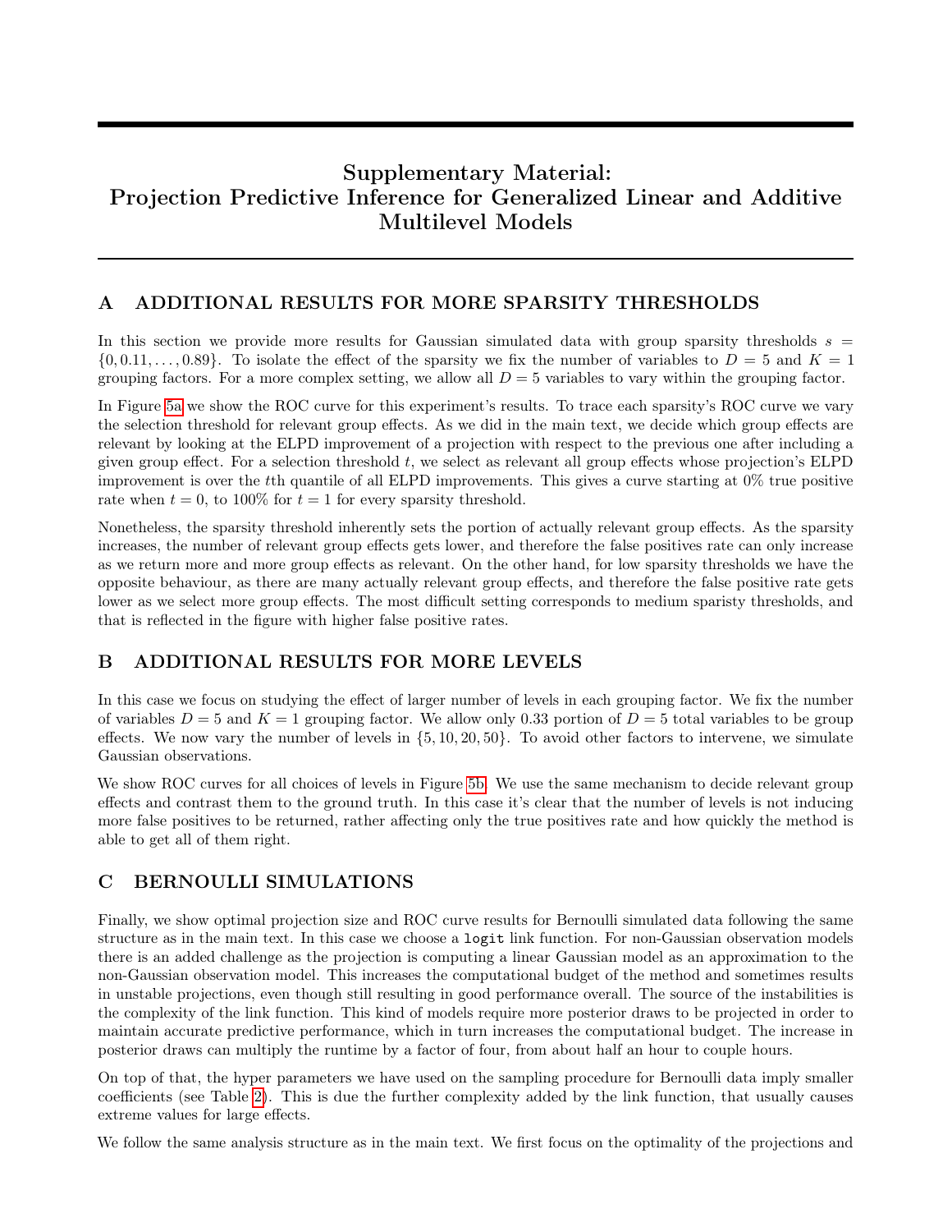# Supplementary Material: Projection Predictive Inference for Generalized Linear and Additive Multilevel Models

## A ADDITIONAL RESULTS FOR MORE SPARSITY THRESHOLDS

In this section we provide more results for Gaussian simulated data with group sparsity thresholds $s = \{0, 0.11, \ldots, 0.89\}$. To isolate the effect of the sparsity we fix the number of variables to $D = 5$ and $K = 1$ grouping factors. For a more complex setting, we allow all $D = 5$ variables to vary within the grouping factor.

In Figure 5a we show the ROC curve for this experiment's results. To trace each sparsity's ROC curve we vary the selection threshold for relevant group effects. As we did in the main text, we decide which group effects are relevant by looking at the ELPD improvement of a projection with respect to the previous one after including a given group effect. For a selection threshold $t$, we select as relevant all group effects whose projection's ELPD improvement is over the $t$th quantile of all ELPD improvements. This gives a curve starting at 0% true positive rate when $t = 0$, to 100% for $t = 1$ for every sparsity threshold.

Nonetheless, the sparsity threshold inherently sets the portion of actually relevant group effects. As the sparsity increases, the number of relevant group effects gets lower, and therefore the false positives rate can only increase as we return more and more group effects as relevant. On the other hand, for low sparsity thresholds we have the opposite behaviour, as there are many actually relevant group effects, and therefore the false positive rate gets lower as we select more group effects. The most difficult setting corresponds to medium sparisty thresholds, and that is reflected in the figure with higher false positive rates.

## B ADDITIONAL RESULTS FOR MORE LEVELS

In this case we focus on studying the effect of larger number of levels in each grouping factor. We fix the number of variables $D = 5$ and $K = 1$ grouping factor. We allow only 0.33 portion of $D = 5$ total variables to be group effects. We now vary the number of levels in $\{5, 10, 20, 50\}$. To avoid other factors to intervene, we simulate Gaussian observations.

We show ROC curves for all choices of levels in Figure 5b. We use the same mechanism to decide relevant group effects and contrast them to the ground truth. In this case it's clear that the number of levels is not inducing more false positives to be returned, rather affecting only the true positives rate and how quickly the method is able to get all of them right.

## C BERNOULLI SIMULATIONS

Finally, we show optimal projection size and ROC curve results for Bernoulli simulated data following the same structure as in the main text. In this case we choose a `logit` link function. For non-Gaussian observation models there is an added challenge as the projection is computing a linear Gaussian model as an approximation to the non-Gaussian observation model. This increases the computational budget of the method and sometimes results in unstable projections, even though still resulting in good performance overall. The source of the instabilities is the complexity of the link function. This kind of models require more posterior draws to be projected in order to maintain accurate predictive performance, which in turn increases the computational budget. The increase in posterior draws can multiply the runtime by a factor of four, from about half an hour to couple hours.

On top of that, the hyper parameters we have used on the sampling procedure for Bernoulli data imply smaller coefficients (see Table 2). This is due the further complexity added by the link function, that usually causes extreme values for large effects.

We follow the same analysis structure as in the main text. We first focus on the optimality of the projections and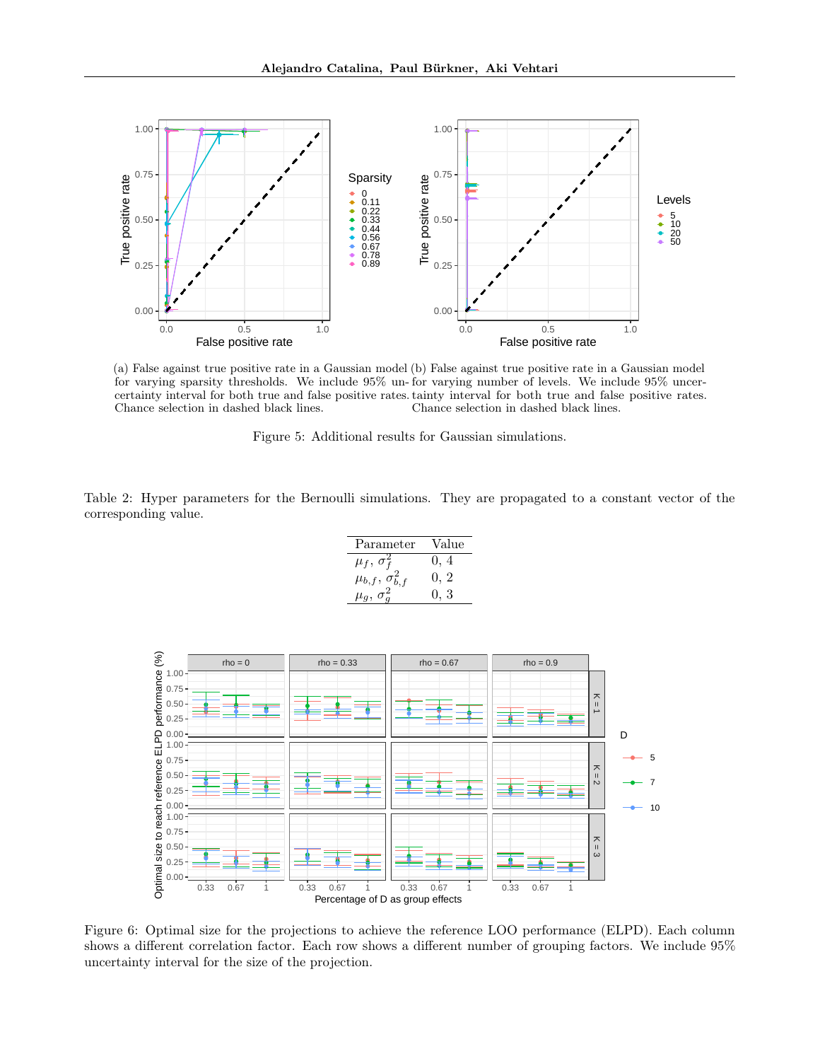(a) False against true positive rate in a Gaussian model for varying sparsity thresholds. We include 95% uncertainty interval for both true and false positive rates. Chance selection in dashed black lines.

(b) False against true positive rate in a Gaussian model for varying number of levels. We include 95% uncertainty interval for both true and false positive rates. Chance selection in dashed black lines.

Figure 5: Additional results for Gaussian simulations.

Table 2: Hyper parameters for the Bernoulli simulations. They are propagated to a constant vector of the corresponding value.

| Parameter | Value |
|---|---|
| $\mu_f$, $\sigma_f^2$ | 0, 4 |
| $\mu_{b,f}$, $\sigma_{b,f}^2$ | 0, 2 |
| $\mu_g$, $\sigma_g^2$ | 0, 3 |

Figure 6: Optimal size for the projections to achieve the reference LOO performance (ELPD). Each column shows a different correlation factor. Each row shows a different number of grouping factors. We include 95% uncertainty interval for the size of the projection.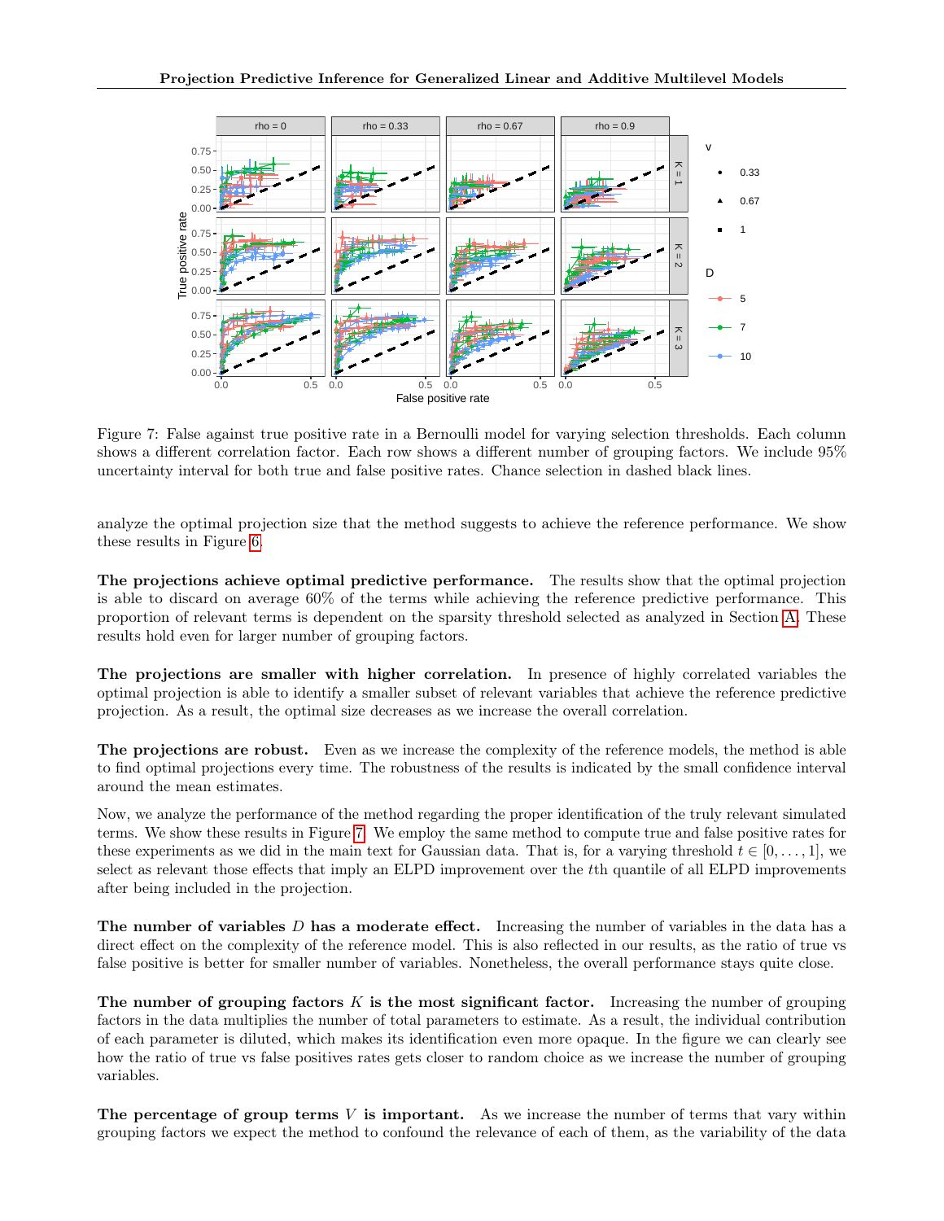Figure 7: False against true positive rate in a Bernoulli model for varying selection thresholds. Each column shows a different correlation factor. Each row shows a different number of grouping factors. We include 95% uncertainty interval for both true and false positive rates. Chance selection in dashed black lines.

analyze the optimal projection size that the method suggests to achieve the reference performance. We show these results in Figure 6.

**The projections achieve optimal predictive performance.** The results show that the optimal projection is able to discard on average 60% of the terms while achieving the reference predictive performance. This proportion of relevant terms is dependent on the sparsity threshold selected as analyzed in Section A. These results hold even for larger number of grouping factors.

**The projections are smaller with higher correlation.** In presence of highly correlated variables the optimal projection is able to identify a smaller subset of relevant variables that achieve the reference predictive projection. As a result, the optimal size decreases as we increase the overall correlation.

**The projections are robust.** Even as we increase the complexity of the reference models, the method is able to find optimal projections every time. The robustness of the results is indicated by the small confidence interval around the mean estimates.

Now, we analyze the performance of the method regarding the proper identification of the truly relevant simulated terms. We show these results in Figure 7. We employ the same method to compute true and false positive rates for these experiments as we did in the main text for Gaussian data. That is, for a varying threshold $t \in [0, \ldots, 1]$, we select as relevant those effects that imply an ELPD improvement over the $t$th quantile of all ELPD improvements after being included in the projection.

**The number of variables $D$ has a moderate effect.** Increasing the number of variables in the data has a direct effect on the complexity of the reference model. This is also reflected in our results, as the ratio of true vs false positive is better for smaller number of variables. Nonetheless, the overall performance stays quite close.

**The number of grouping factors $K$ is the most significant factor.** Increasing the number of grouping factors in the data multiplies the number of total parameters to estimate. As a result, the individual contribution of each parameter is diluted, which makes its identification even more opaque. In the figure we can clearly see how the ratio of true vs false positives rates gets closer to random choice as we increase the number of grouping variables.

**The percentage of group terms $V$ is important.** As we increase the number of terms that vary within grouping factors we expect the method to confound the relevance of each of them, as the variability of the data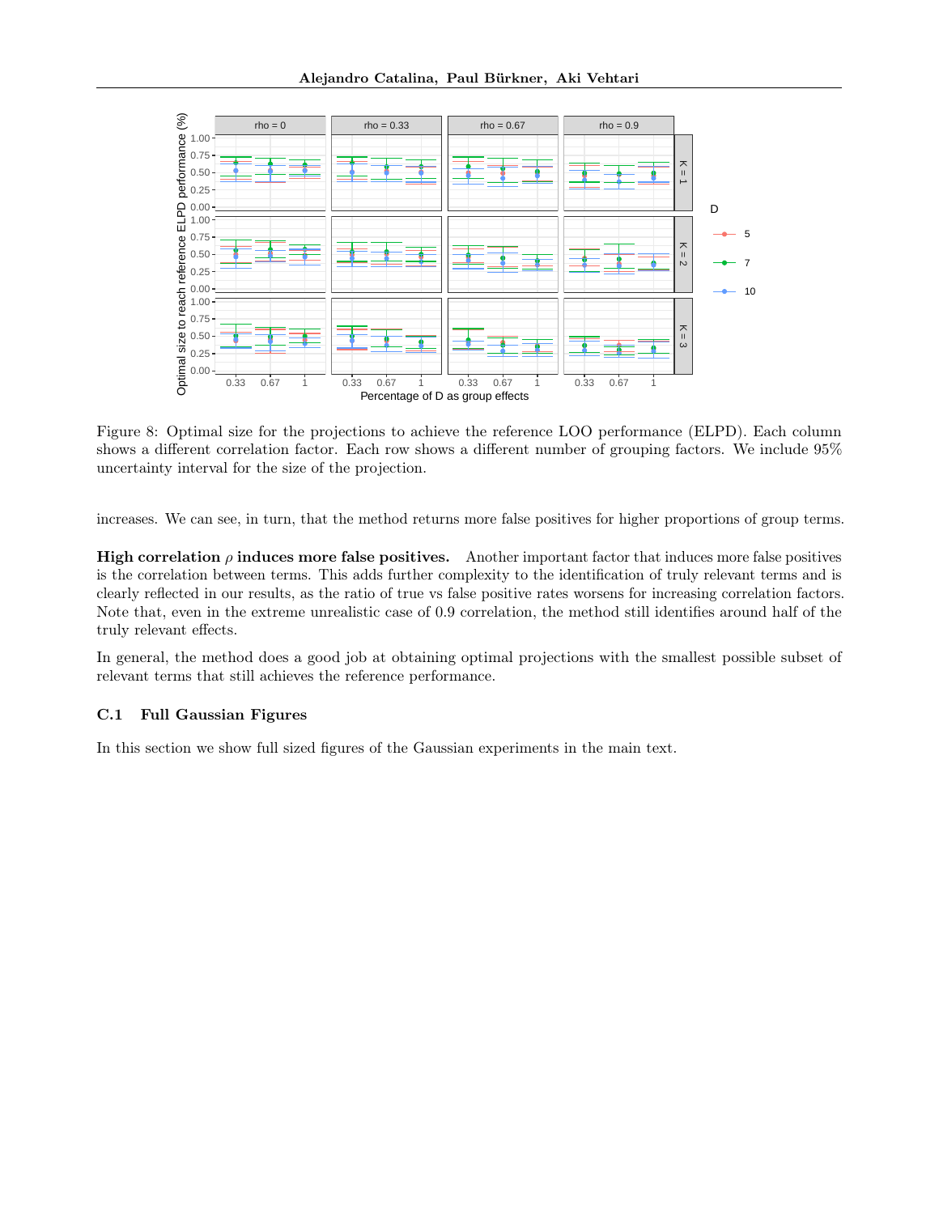Figure 8: Optimal size for the projections to achieve the reference LOO performance (ELPD). Each column shows a different correlation factor. Each row shows a different number of grouping factors. We include 95% uncertainty interval for the size of the projection.

increases. We can see, in turn, that the method returns more false positives for higher proportions of group terms.

**High correlation $\rho$ induces more false positives.** Another important factor that induces more false positives is the correlation between terms. This adds further complexity to the identification of truly relevant terms and is clearly reflected in our results, as the ratio of true vs false positive rates worsens for increasing correlation factors. Note that, even in the extreme unrealistic case of 0.9 correlation, the method still identifies around half of the truly relevant effects.

In general, the method does a good job at obtaining optimal projections with the smallest possible subset of relevant terms that still achieves the reference performance.

### C.1 Full Gaussian Figures

In this section we show full sized figures of the Gaussian experiments in the main text.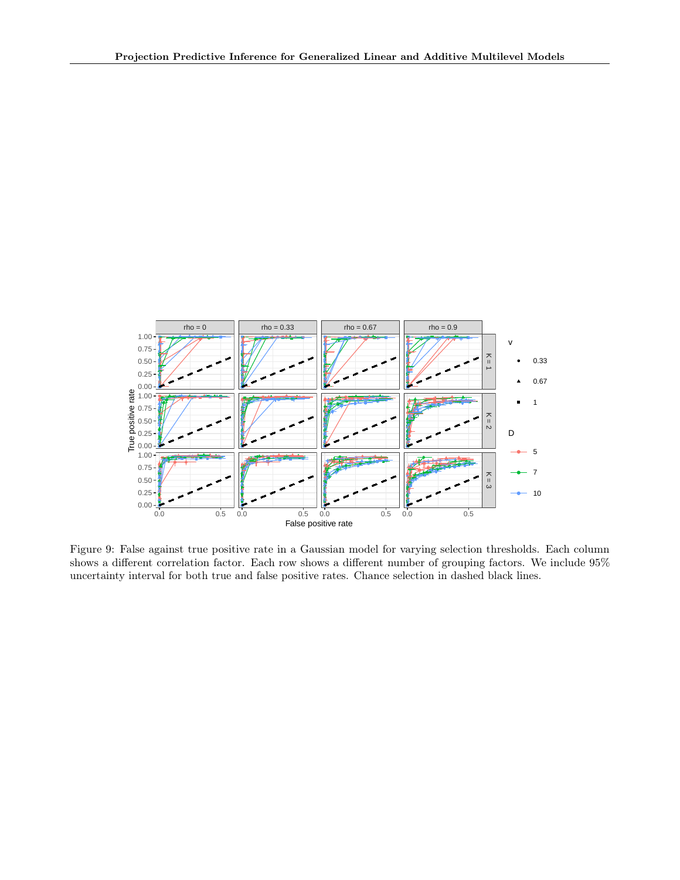rho = 0
rho = 0.33
rho = 0.67
rho = 0.9

K = 1
K = 2
K = 3

True positive rate
1.00
0.75
0.50
0.25
0.00

False positive rate
0.0
0.5

v
0.33
0.67
1

D
5
7
10

Figure 9: False against true positive rate in a Gaussian model for varying selection thresholds. Each column shows a different correlation factor. Each row shows a different number of grouping factors. We include 95% uncertainty interval for both true and false positive rates. Chance selection in dashed black lines.